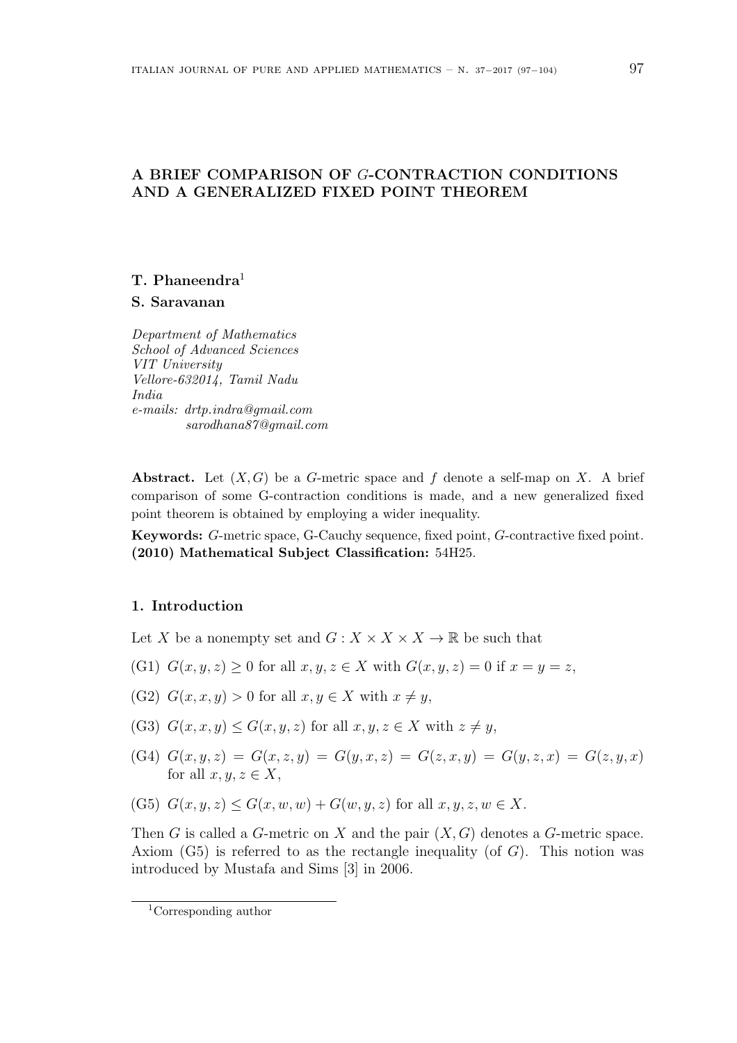# A BRIEF COMPARISON OF $G$-CONTRACTION CONDITIONS AND A GENERALIZED FIXED POINT THEOREM

**T. Phaneendra**[1]

**S. Saravanan**

*Department of Mathematics*
*School of Advanced Sciences*
*VIT University*
*Vellore-632014, Tamil Nadu*
*India*
*e-mails: drtp.indra@gmail.com*
*sarodhana87@gmail.com*

**Abstract.** Let $(X, G)$ be a $G$-metric space and $f$ denote a self-map on $X$. A brief comparison of some G-contraction conditions is made, and a new generalized fixed point theorem is obtained by employing a wider inequality.

**Keywords:** $G$-metric space, G-Cauchy sequence, fixed point, $G$-contractive fixed point.
**(2010) Mathematical Subject Classification:** 54H25.

## 1. Introduction

Let $X$ be a nonempty set and $G : X \times X \times X \to \mathbb{R}$ be such that

(G1) $G(x, y, z) \geq 0$ for all $x, y, z \in X$ with $G(x, y, z) = 0$ if $x = y = z$,

(G2) $G(x, x, y) > 0$ for all $x, y \in X$ with $x \neq y$,

(G3) $G(x, x, y) \leq G(x, y, z)$ for all $x, y, z \in X$ with $z \neq y$,

(G4) $G(x, y, z) = G(x, z, y) = G(y, x, z) = G(z, x, y) = G(y, z, x) = G(z, y, x)$ for all $x, y, z \in X$,

(G5) $G(x, y, z) \leq G(x, w, w) + G(w, y, z)$ for all $x, y, z, w \in X$.

Then $G$ is called a $G$-metric on $X$ and the pair $(X, G)$ denotes a $G$-metric space. Axiom (G5) is referred to as the rectangle inequality (of $G$). This notion was introduced by Mustafa and Sims [3] in 2006.

[1] Corresponding author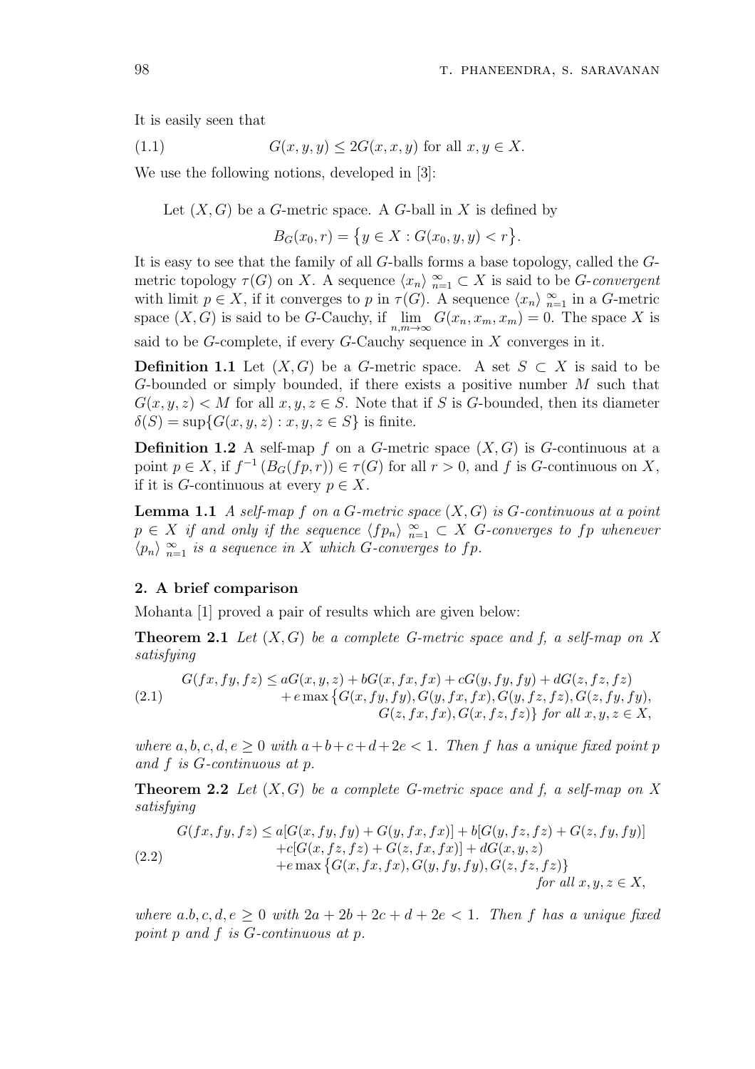It is easily seen that

$$G(x, y, y) \leq 2G(x, x, y) \text{ for all } x, y \in X. \tag{1.1}$$

We use the following notions, developed in [3]:

Let $(X, G)$ be a $G$-metric space. A $G$-ball in $X$ is defined by

$$B_G(x_0, r) = \{y \in X : G(x_0, y, y) < r\}.$$

It is easy to see that the family of all $G$-balls forms a base topology, called the $G$-metric topology $\tau(G)$ on $X$. A sequence $\langle x_n \rangle_{n=1}^{\infty} \subset X$ is said to be *$G$-convergent* with limit $p \in X$, if it converges to $p$ in $\tau(G)$. A sequence $\langle x_n \rangle_{n=1}^{\infty}$ in a $G$-metric space $(X, G)$ is said to be $G$-Cauchy, if $\lim_{n,m\to\infty} G(x_n, x_m, x_m) = 0$. The space $X$ is said to be $G$-complete, if every $G$-Cauchy sequence in $X$ converges in it.

**Definition 1.1** Let $(X, G)$ be a $G$-metric space. A set $S \subset X$ is said to be $G$-bounded or simply bounded, if there exists a positive number $M$ such that $G(x, y, z) < M$ for all $x, y, z \in S$. Note that if $S$ is $G$-bounded, then its diameter $\delta(S) = \sup\{G(x, y, z) : x, y, z \in S\}$ is finite.

**Definition 1.2** A self-map $f$ on a $G$-metric space $(X, G)$ is $G$-continuous at a point $p \in X$, if $f^{-1}(B_G(fp, r)) \in \tau(G)$ for all $r > 0$, and $f$ is $G$-continuous on $X$, if it is $G$-continuous at every $p \in X$.

**Lemma 1.1** *A self-map $f$ on a $G$-metric space $(X, G)$ is $G$-continuous at a point $p \in X$ if and only if the sequence $\langle fp_n \rangle_{n=1}^{\infty} \subset X$ $G$-converges to $fp$ whenever $\langle p_n \rangle_{n=1}^{\infty}$ is a sequence in $X$ which $G$-converges to $fp$.*

## 2. A brief comparison

Mohanta [1] proved a pair of results which are given below:

**Theorem 2.1** *Let $(X, G)$ be a complete $G$-metric space and $f$, a self-map on $X$ satisfying*

$$\begin{aligned} G(fx, fy, fz) \leq\ & aG(x, y, z) + bG(x, fx, fx) + cG(y, fy, fy) + dG(z, fz, fz) \\ & + e\max\{G(x, fy, fy), G(y, fx, fx), G(y, fz, fz), G(z, fy, fy), \\ & G(z, fx, fx), G(x, fz, fz)\} \text{ for all } x, y, z \in X, \end{aligned} \tag{2.1}$$

*where $a, b, c, d, e \geq 0$ with $a + b + c + d + 2e < 1$. Then $f$ has a unique fixed point $p$ and $f$ is $G$-continuous at $p$.*

**Theorem 2.2** *Let $(X, G)$ be a complete $G$-metric space and $f$, a self-map on $X$ satisfying*

$$\begin{aligned} G(fx, fy, fz) \leq\ & a[G(x, fy, fy) + G(y, fx, fx)] + b[G(y, fz, fz) + G(z, fy, fy)] \\ & + c[G(x, fz, fz) + G(z, fx, fx)] + dG(x, y, z) \\ & + e\max\{G(x, fx, fx), G(y, fy, fy), G(z, fz, fz)\} \\ & \text{for all } x, y, z \in X, \end{aligned} \tag{2.2}$$

*where $a.b, c, d, e \geq 0$ with $2a + 2b + 2c + d + 2e < 1$. Then $f$ has a unique fixed point $p$ and $f$ is $G$-continuous at $p$.*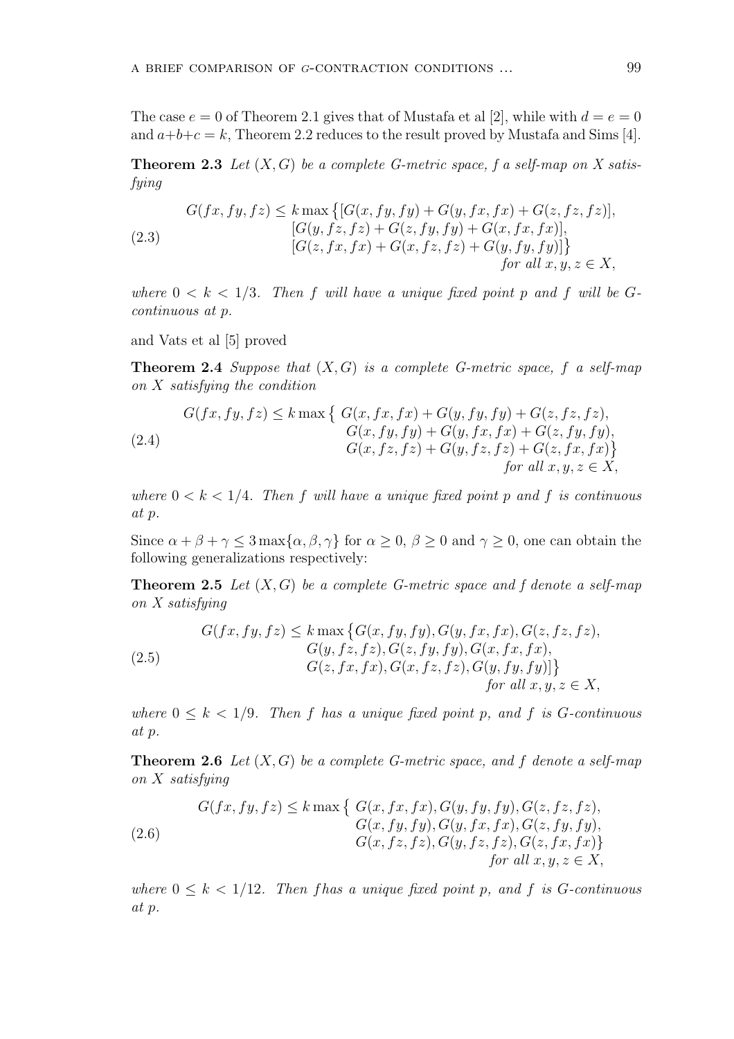The case $e = 0$ of Theorem 2.1 gives that of Mustafa et al [2], while with $d = e = 0$ and $a+b+c = k$, Theorem 2.2 reduces to the result proved by Mustafa and Sims [4].

**Theorem 2.3** *Let $(X, G)$ be a complete G-metric space, $f$ a self-map on $X$ satisfying*

$$
\begin{aligned}
G(fx, fy, fz) \leq k \max\big\{&[G(x, fy, fy) + G(y, fx, fx) + G(z, fz, fz)],\\
&[G(y, fz, fz) + G(z, fy, fy) + G(x, fx, fx)],\\
&[G(z, fx, fx) + G(x, fz, fz) + G(y, fy, fy)]\big\}\\
&\qquad\qquad\qquad\qquad \text{for all } x, y, z \in X,
\end{aligned}
\tag{2.3}
$$

*where $0 < k < 1/3$. Then $f$ will have a unique fixed point $p$ and $f$ will be G-continuous at $p$.*

and Vats et al [5] proved

**Theorem 2.4** *Suppose that $(X, G)$ is a complete G-metric space, $f$ a self-map on $X$ satisfying the condition*

$$
\begin{aligned}
G(fx, fy, fz) \leq k \max\big\{\ &G(x, fx, fx) + G(y, fy, fy) + G(z, fz, fz),\\
&G(x, fy, fy) + G(y, fx, fx) + G(z, fy, fy),\\
&G(x, fz, fz) + G(y, fz, fz) + G(z, fx, fx)\big\}\\
&\qquad\qquad\qquad\qquad \text{for all } x, y, z \in X,
\end{aligned}
\tag{2.4}
$$

*where $0 < k < 1/4$. Then $f$ will have a unique fixed point $p$ and $f$ is continuous at $p$.*

Since $\alpha + \beta + \gamma \leq 3\max\{\alpha, \beta, \gamma\}$ for $\alpha \geq 0$, $\beta \geq 0$ and $\gamma \geq 0$, one can obtain the following generalizations respectively:

**Theorem 2.5** *Let $(X, G)$ be a complete G-metric space and $f$ denote a self-map on $X$ satisfying*

$$
\begin{aligned}
G(fx, fy, fz) \leq k \max\big\{&G(x, fy, fy), G(y, fx, fx), G(z, fz, fz),\\
&G(y, fz, fz), G(z, fy, fy), G(x, fx, fx),\\
&G(z, fx, fx), G(x, fz, fz), G(y, fy, fy)]\big\}\\
&\qquad\qquad\qquad\qquad \text{for all } x, y, z \in X,
\end{aligned}
\tag{2.5}
$$

*where $0 \leq k < 1/9$. Then $f$ has a unique fixed point $p$, and $f$ is G-continuous at $p$.*

**Theorem 2.6** *Let $(X, G)$ be a complete G-metric space, and $f$ denote a self-map on $X$ satisfying*

$$
\begin{aligned}
G(fx, fy, fz) \leq k \max\big\{\ &G(x, fx, fx), G(y, fy, fy), G(z, fz, fz),\\
&G(x, fy, fy), G(y, fx, fx), G(z, fy, fy),\\
&G(x, fz, fz), G(y, fz, fz), G(z, fx, fx)\}\\
&\qquad\qquad\qquad\qquad \text{for all } x, y, z \in X,
\end{aligned}
\tag{2.6}
$$

*where $0 \leq k < 1/12$. Then $f$has a unique fixed point $p$, and $f$ is G-continuous at $p$.*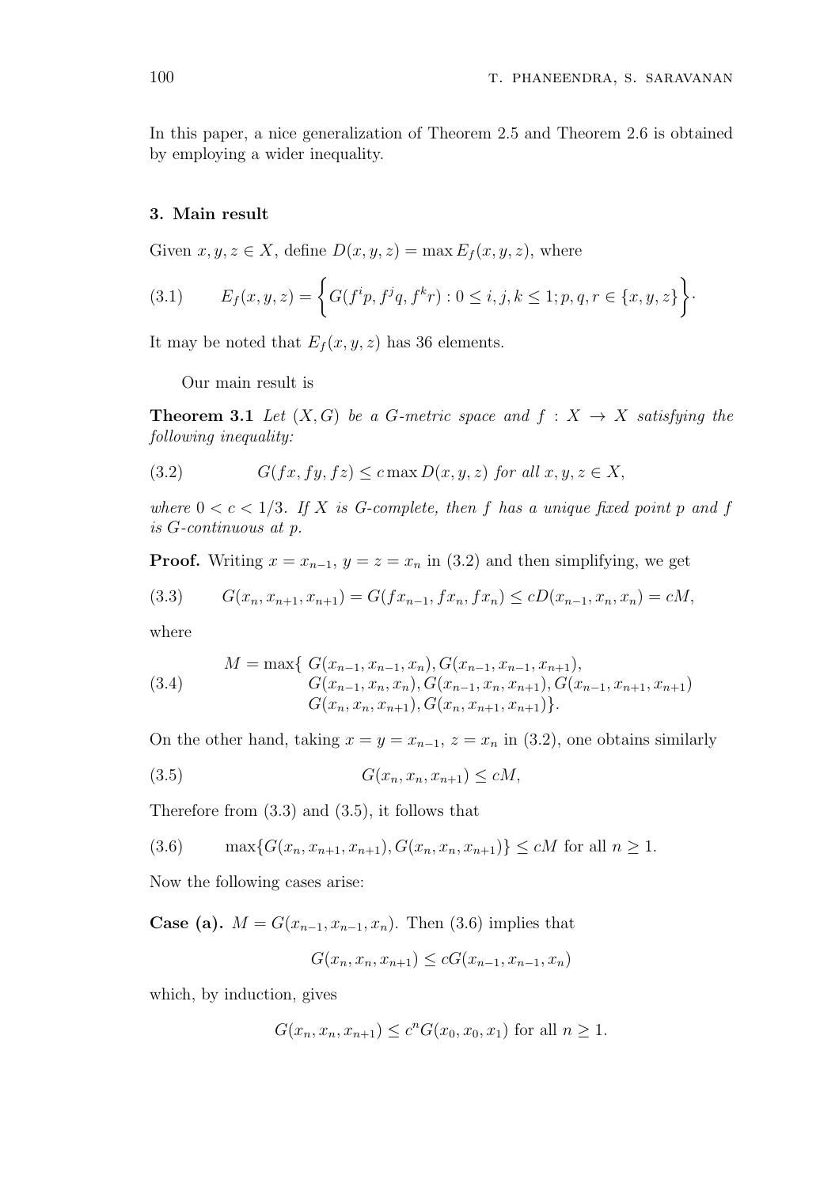In this paper, a nice generalization of Theorem 2.5 and Theorem 2.6 is obtained by employing a wider inequality.

### 3. Main result

Given $x, y, z \in X$, define $D(x, y, z) = \max E_f(x, y, z)$, where

$$E_f(x, y, z) = \left\{ G(f^i p, f^j q, f^k r) : 0 \leq i, j, k \leq 1; p, q, r \in \{x, y, z\} \right\}. \tag{3.1}$$

It may be noted that $E_f(x, y, z)$ has 36 elements.

Our main result is

**Theorem 3.1** *Let $(X, G)$ be a G-metric space and $f : X \to X$ satisfying the following inequality:*

$$G(fx, fy, fz) \leq c \max D(x, y, z) \text{ for all } x, y, z \in X, \tag{3.2}$$

*where $0 < c < 1/3$. If $X$ is G-complete, then $f$ has a unique fixed point $p$ and $f$ is G-continuous at $p$.*

**Proof.** Writing $x = x_{n-1}$, $y = z = x_n$ in (3.2) and then simplifying, we get

$$G(x_n, x_{n+1}, x_{n+1}) = G(fx_{n-1}, fx_n, fx_n) \leq cD(x_{n-1}, x_n, x_n) = cM, \tag{3.3}$$

where

$$\begin{aligned} M = \max\{ & G(x_{n-1}, x_{n-1}, x_n), G(x_{n-1}, x_{n-1}, x_{n+1}), \\ & G(x_{n-1}, x_n, x_n), G(x_{n-1}, x_n, x_{n+1}), G(x_{n-1}, x_{n+1}, x_{n+1}) \\ & G(x_n, x_n, x_{n+1}), G(x_n, x_{n+1}, x_{n+1})\}. \end{aligned} \tag{3.4}$$

On the other hand, taking $x = y = x_{n-1}$, $z = x_n$ in (3.2), one obtains similarly

$$G(x_n, x_n, x_{n+1}) \leq cM, \tag{3.5}$$

Therefore from (3.3) and (3.5), it follows that

$$\max\{G(x_n, x_{n+1}, x_{n+1}), G(x_n, x_n, x_{n+1})\} \leq cM \text{ for all } n \geq 1. \tag{3.6}$$

Now the following cases arise:

**Case (a).** $M = G(x_{n-1}, x_{n-1}, x_n)$. Then (3.6) implies that

$$G(x_n, x_n, x_{n+1}) \leq cG(x_{n-1}, x_{n-1}, x_n)$$

which, by induction, gives

$$G(x_n, x_n, x_{n+1}) \leq c^n G(x_0, x_0, x_1) \text{ for all } n \geq 1.$$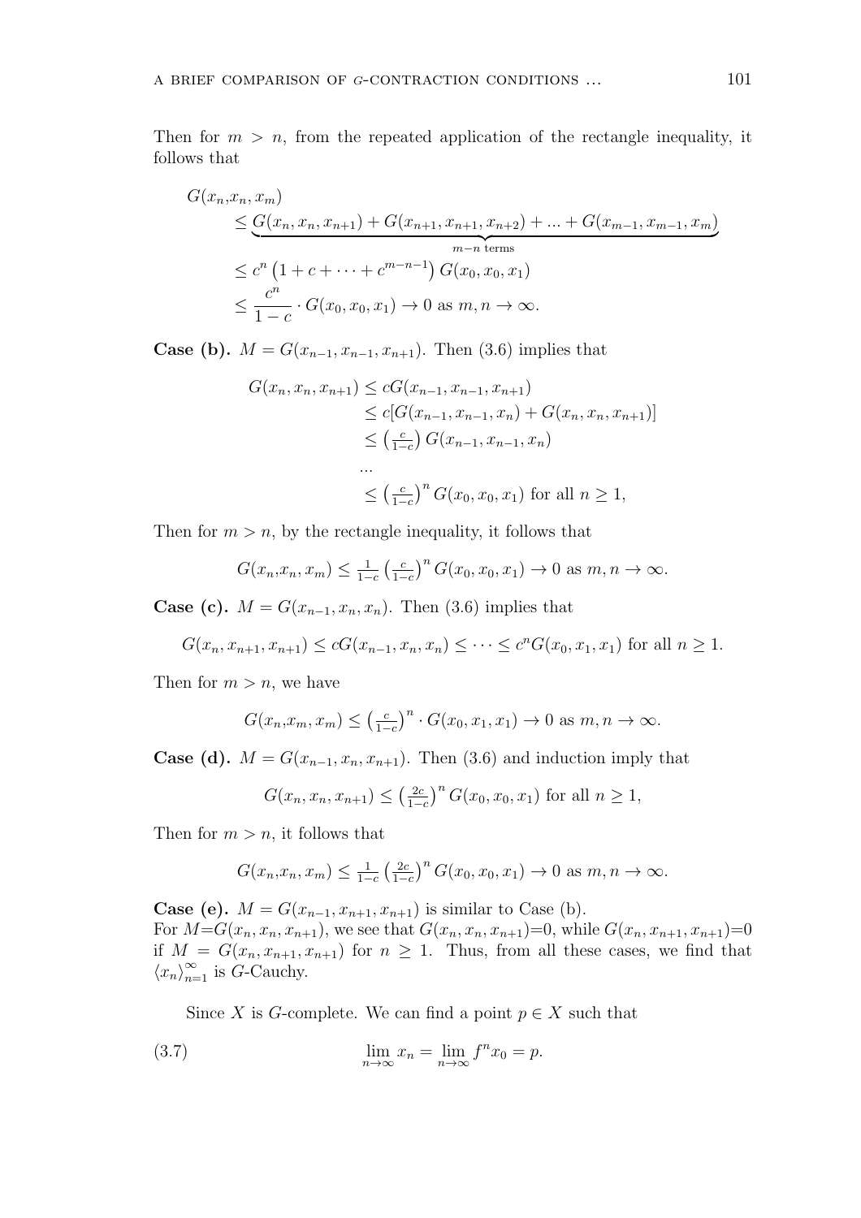Then for $m > n$, from the repeated application of the rectangle inequality, it follows that

$$
\begin{aligned}
G(x_n, &x_n, x_m) \\
&\leq \underbrace{G(x_n, x_n, x_{n+1}) + G(x_{n+1}, x_{n+1}, x_{n+2}) + \ldots + G(x_{m-1}, x_{m-1}, x_m)}_{m-n \text{ terms}} \\
&\leq c^n \left(1 + c + \cdots + c^{m-n-1}\right) G(x_0, x_0, x_1) \\
&\leq \frac{c^n}{1-c} \cdot G(x_0, x_0, x_1) \to 0 \text{ as } m, n \to \infty.
\end{aligned}
$$

**Case (b).** $M = G(x_{n-1}, x_{n-1}, x_{n+1})$. Then (3.6) implies that

$$
\begin{aligned}
G(x_n, x_n, x_{n+1}) &\leq cG(x_{n-1}, x_{n-1}, x_{n+1}) \\
&\leq c[G(x_{n-1}, x_{n-1}, x_n) + G(x_n, x_n, x_{n+1})] \\
&\leq \left(\tfrac{c}{1-c}\right) G(x_{n-1}, x_{n-1}, x_n) \\
&\ldots \\
&\leq \left(\tfrac{c}{1-c}\right)^n G(x_0, x_0, x_1) \text{ for all } n \geq 1,
\end{aligned}
$$

Then for $m > n$, by the rectangle inequality, it follows that

$$G(x_n, x_n, x_m) \leq \tfrac{1}{1-c} \left(\tfrac{c}{1-c}\right)^n G(x_0, x_0, x_1) \to 0 \text{ as } m, n \to \infty.$$

**Case (c).** $M = G(x_{n-1}, x_n, x_n)$. Then (3.6) implies that

$$G(x_n, x_{n+1}, x_{n+1}) \leq cG(x_{n-1}, x_n, x_n) \leq \cdots \leq c^n G(x_0, x_1, x_1) \text{ for all } n \geq 1.$$

Then for $m > n$, we have

$$G(x_n, x_m, x_m) \leq \left(\tfrac{c}{1-c}\right)^n \cdot G(x_0, x_1, x_1) \to 0 \text{ as } m, n \to \infty.$$

**Case (d).** $M = G(x_{n-1}, x_n, x_{n+1})$. Then (3.6) and induction imply that

$$G(x_n, x_n, x_{n+1}) \leq \left(\tfrac{2c}{1-c}\right)^n G(x_0, x_0, x_1) \text{ for all } n \geq 1,$$

Then for $m > n$, it follows that

$$G(x_n, x_n, x_m) \leq \tfrac{1}{1-c} \left(\tfrac{2c}{1-c}\right)^n G(x_0, x_0, x_1) \to 0 \text{ as } m, n \to \infty.$$

**Case (e).** $M = G(x_{n-1}, x_{n+1}, x_{n+1})$ is similar to Case (b).
For $M = G(x_n, x_n, x_{n+1})$, we see that $G(x_n, x_n, x_{n+1}) = 0$, while $G(x_n, x_{n+1}, x_{n+1}) = 0$ if $M = G(x_n, x_{n+1}, x_{n+1})$ for $n \geq 1$. Thus, from all these cases, we find that $\langle x_n \rangle_{n=1}^{\infty}$ is $G$-Cauchy.

Since $X$ is $G$-complete. We can find a point $p \in X$ such that

$$\lim_{n\to\infty} x_n = \lim_{n\to\infty} f^n x_0 = p. \tag{3.7}$$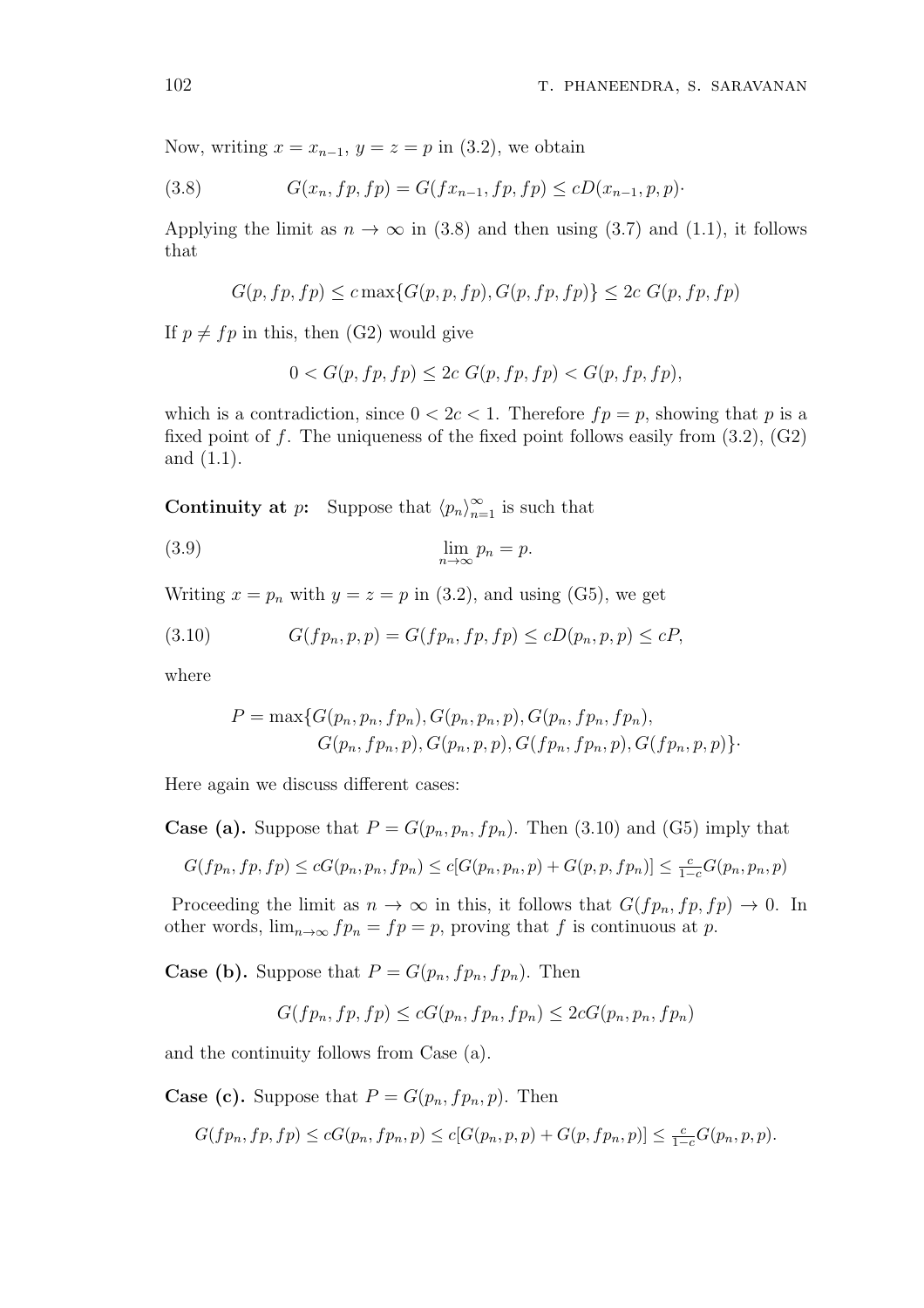Now, writing $x = x_{n-1}$, $y = z = p$ in (3.2), we obtain

$$G(x_n, fp, fp) = G(fx_{n-1}, fp, fp) \leq cD(x_{n-1}, p, p)\cdot \tag{3.8}$$

Applying the limit as $n \to \infty$ in (3.8) and then using (3.7) and (1.1), it follows that

$$G(p, fp, fp) \leq c \max\{G(p, p, fp), G(p, fp, fp)\} \leq 2c\, G(p, fp, fp)$$

If $p \neq fp$ in this, then (G2) would give

$$0 < G(p, fp, fp) \leq 2c\, G(p, fp, fp) < G(p, fp, fp),$$

which is a contradiction, since $0 < 2c < 1$. Therefore $fp = p$, showing that $p$ is a fixed point of $f$. The uniqueness of the fixed point follows easily from (3.2), (G2) and (1.1).

**Continuity at $p$:** Suppose that $\langle p_n \rangle_{n=1}^{\infty}$ is such that

$$\lim_{n\to\infty} p_n = p. \tag{3.9}$$

Writing $x = p_n$ with $y = z = p$ in (3.2), and using (G5), we get

$$G(fp_n, p, p) = G(fp_n, fp, fp) \leq cD(p_n, p, p) \leq cP, \tag{3.10}$$

where

$$P = \max\{G(p_n, p_n, fp_n), G(p_n, p_n, p), G(p_n, fp_n, fp_n), G(p_n, fp_n, p), G(p_n, p, p), G(fp_n, fp_n, p), G(fp_n, p, p)\}\cdot$$

Here again we discuss different cases:

**Case (a).** Suppose that $P = G(p_n, p_n, fp_n)$. Then (3.10) and (G5) imply that

$$G(fp_n, fp, fp) \leq cG(p_n, p_n, fp_n) \leq c[G(p_n, p_n, p) + G(p, p, fp_n)] \leq \tfrac{c}{1-c} G(p_n, p_n, p)$$

Proceeding the limit as $n \to \infty$ in this, it follows that $G(fp_n, fp, fp) \to 0$. In other words, $\lim_{n\to\infty} fp_n = fp = p$, proving that $f$ is continuous at $p$.

**Case (b).** Suppose that $P = G(p_n, fp_n, fp_n)$. Then

$$G(fp_n, fp, fp) \leq cG(p_n, fp_n, fp_n) \leq 2cG(p_n, p_n, fp_n)$$

and the continuity follows from Case (a).

**Case (c).** Suppose that $P = G(p_n, fp_n, p)$. Then

$$G(fp_n, fp, fp) \leq cG(p_n, fp_n, p) \leq c[G(p_n, p, p) + G(p, fp_n, p)] \leq \tfrac{c}{1-c} G(p_n, p, p).$$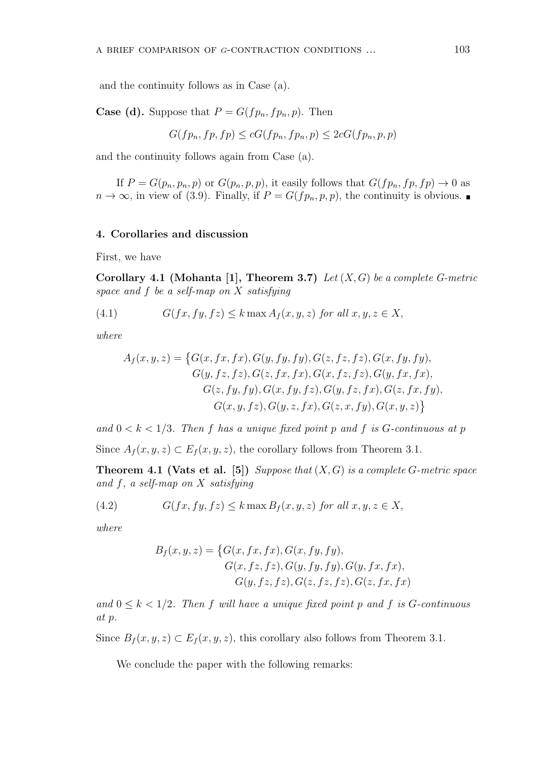and the continuity follows as in Case (a).

**Case (d).** Suppose that $P = G(fp_n, fp_n, p)$. Then

$$G(fp_n, fp, fp) \leq cG(fp_n, fp_n, p) \leq 2cG(fp_n, p, p)$$

and the continuity follows again from Case (a).

If $P = G(p_n, p_n, p)$ or $G(p_n, p, p)$, it easily follows that $G(fp_n, fp, fp) \to 0$ as $n \to \infty$, in view of (3.9). Finally, if $P = G(fp_n, p, p)$, the continuity is obvious. ∎

## 4. Corollaries and discussion

First, we have

**Corollary 4.1 (Mohanta [1], Theorem 3.7)** *Let $(X, G)$ be a complete G-metric space and $f$ be a self-map on $X$ satisfying*

$$G(fx, fy, fz) \leq k \max A_f(x, y, z) \text{ for all } x, y, z \in X, \tag{4.1}$$

*where*

$$\begin{aligned} A_f(x, y, z) = \big\{ & G(x, fx, fx), G(y, fy, fy), G(z, fz, fz), G(x, fy, fy), \\ & G(y, fz, fz), G(z, fx, fx), G(x, fz, fz), G(y, fx, fx), \\ & G(z, fy, fy), G(x, fy, fz), G(y, fz, fx), G(z, fx, fy), \\ & G(x, y, fz), G(y, z, fx), G(z, x, fy), G(x, y, z) \big\} \end{aligned}$$

*and $0 < k < 1/3$. Then $f$ has a unique fixed point $p$ and $f$ is G-continuous at $p$*

Since $A_f(x, y, z) \subset E_f(x, y, z)$, the corollary follows from Theorem 3.1.

**Theorem 4.1 (Vats et al. [5])** *Suppose that $(X, G)$ is a complete G-metric space and $f$, a self-map on $X$ satisfying*

$$G(fx, fy, fz) \leq k \max B_f(x, y, z) \text{ for all } x, y, z \in X, \tag{4.2}$$

*where*

$$\begin{aligned} B_f(x, y, z) = \big\{ & G(x, fx, fx), G(x, fy, fy), \\ & G(x, fz, fz), G(y, fy, fy), G(y, fx, fx), \\ & G(y, fz, fz), G(z, fz, fz), G(z, fx, fx) \end{aligned}$$

*and $0 \leq k < 1/2$. Then $f$ will have a unique fixed point $p$ and $f$ is G-continuous at $p$.*

Since $B_f(x, y, z) \subset E_f(x, y, z)$, this corollary also follows from Theorem 3.1.

We conclude the paper with the following remarks: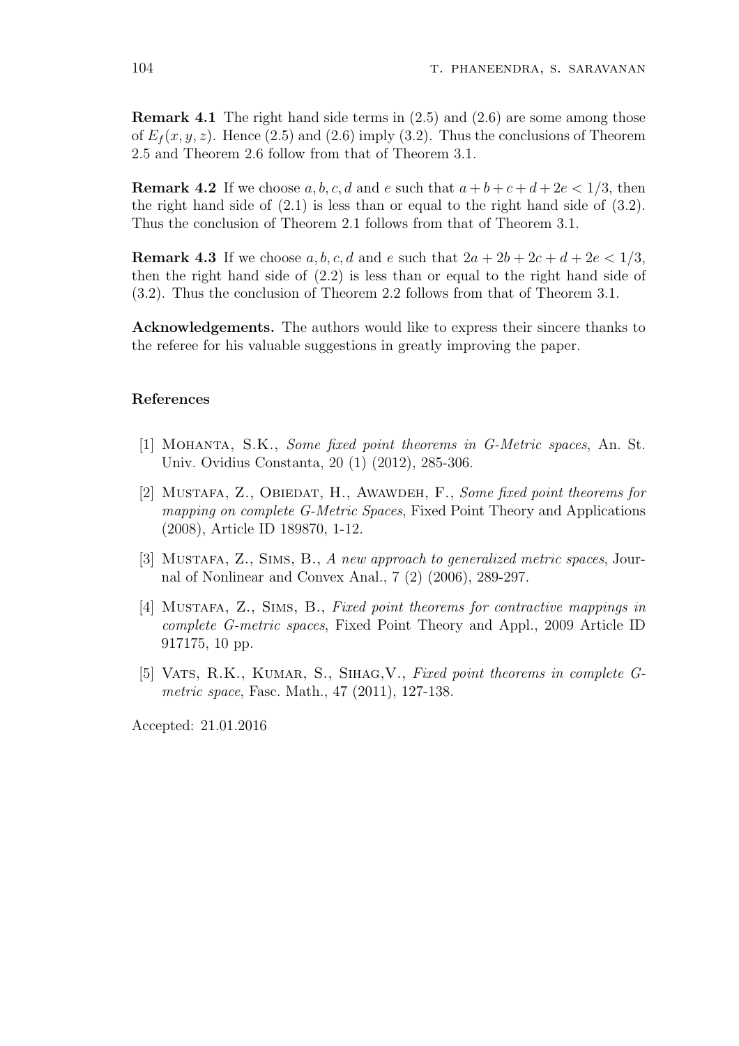**Remark 4.1** The right hand side terms in (2.5) and (2.6) are some among those of $E_f(x, y, z)$. Hence (2.5) and (2.6) imply (3.2). Thus the conclusions of Theorem 2.5 and Theorem 2.6 follow from that of Theorem 3.1.

**Remark 4.2** If we choose $a, b, c, d$ and $e$ such that $a + b + c + d + 2e < 1/3$, then the right hand side of (2.1) is less than or equal to the right hand side of (3.2). Thus the conclusion of Theorem 2.1 follows from that of Theorem 3.1.

**Remark 4.3** If we choose $a, b, c, d$ and $e$ such that $2a + 2b + 2c + d + 2e < 1/3$, then the right hand side of (2.2) is less than or equal to the right hand side of (3.2). Thus the conclusion of Theorem 2.2 follows from that of Theorem 3.1.

**Acknowledgements.** The authors would like to express their sincere thanks to the referee for his valuable suggestions in greatly improving the paper.

### References

[1] Mohanta, S.K., *Some fixed point theorems in G-Metric spaces*, An. St. Univ. Ovidius Constanta, 20 (1) (2012), 285-306.

[2] Mustafa, Z., Obiedat, H., Awawdeh, F., *Some fixed point theorems for mapping on complete G-Metric Spaces*, Fixed Point Theory and Applications (2008), Article ID 189870, 1-12.

[3] Mustafa, Z., Sims, B., *A new approach to generalized metric spaces*, Journal of Nonlinear and Convex Anal., 7 (2) (2006), 289-297.

[4] Mustafa, Z., Sims, B., *Fixed point theorems for contractive mappings in complete G-metric spaces*, Fixed Point Theory and Appl., 2009 Article ID 917175, 10 pp.

[5] Vats, R.K., Kumar, S., Sihag,V., *Fixed point theorems in complete G-metric space*, Fasc. Math., 47 (2011), 127-138.

Accepted: 21.01.2016